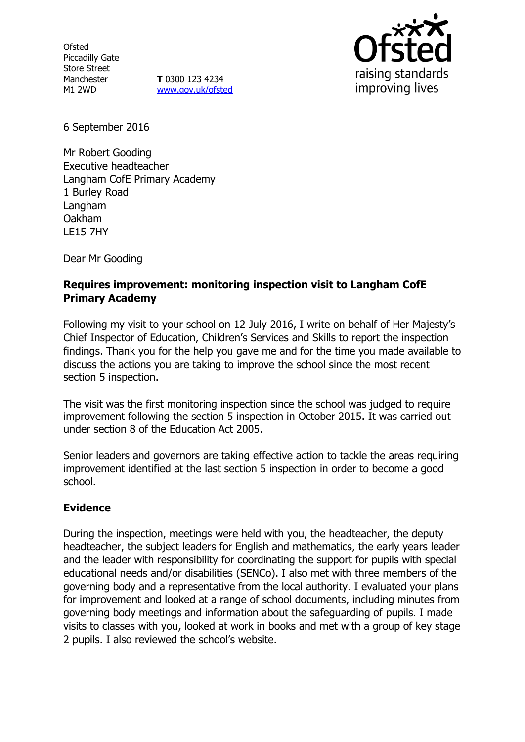Ofsted
Piccadilly Gate
Store Street
Manchester
M1 2WD

**T** 0300 123 4234
www.gov.uk/ofsted

6 September 2016

Mr Robert Gooding
Executive headteacher
Langham CofE Primary Academy
1 Burley Road
Langham
Oakham
LE15 7HY

Dear Mr Gooding

**Requires improvement: monitoring inspection visit to Langham CofE Primary Academy**

Following my visit to your school on 12 July 2016, I write on behalf of Her Majesty's Chief Inspector of Education, Children's Services and Skills to report the inspection findings. Thank you for the help you gave me and for the time you made available to discuss the actions you are taking to improve the school since the most recent section 5 inspection.

The visit was the first monitoring inspection since the school was judged to require improvement following the section 5 inspection in October 2015. It was carried out under section 8 of the Education Act 2005.

Senior leaders and governors are taking effective action to tackle the areas requiring improvement identified at the last section 5 inspection in order to become a good school.

## Evidence

During the inspection, meetings were held with you, the headteacher, the deputy headteacher, the subject leaders for English and mathematics, the early years leader and the leader with responsibility for coordinating the support for pupils with special educational needs and/or disabilities (SENCo). I also met with three members of the governing body and a representative from the local authority. I evaluated your plans for improvement and looked at a range of school documents, including minutes from governing body meetings and information about the safeguarding of pupils. I made visits to classes with you, looked at work in books and met with a group of key stage 2 pupils. I also reviewed the school's website.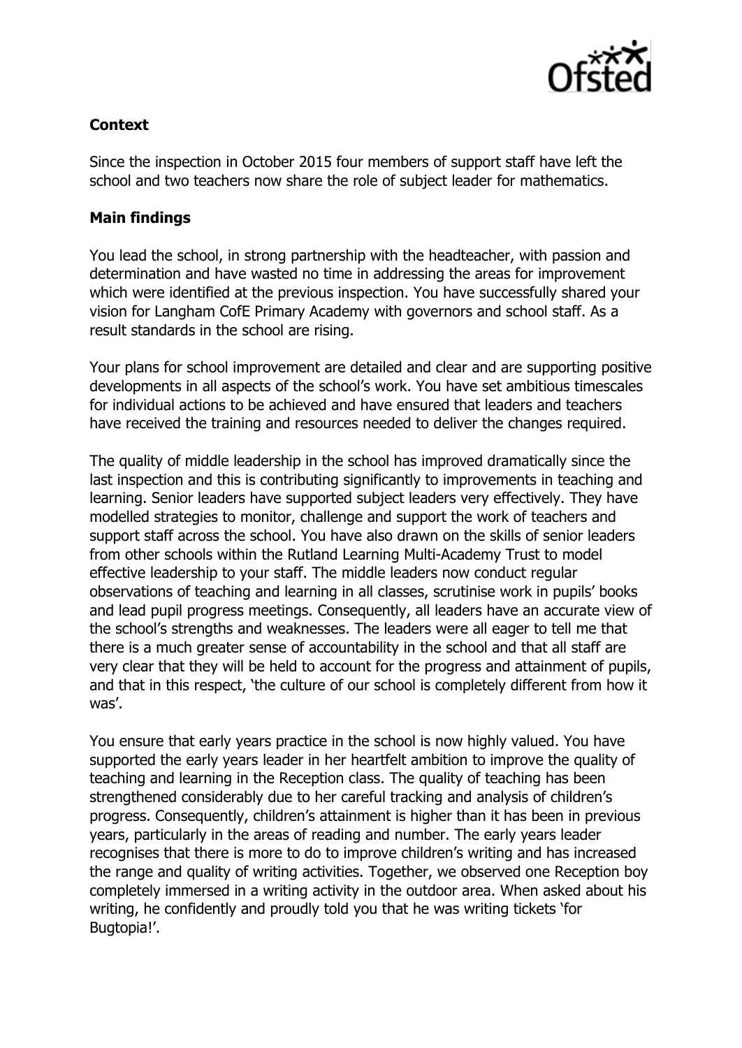**Context**

Since the inspection in October 2015 four members of support staff have left the school and two teachers now share the role of subject leader for mathematics.

**Main findings**

You lead the school, in strong partnership with the headteacher, with passion and determination and have wasted no time in addressing the areas for improvement which were identified at the previous inspection. You have successfully shared your vision for Langham CofE Primary Academy with governors and school staff. As a result standards in the school are rising.

Your plans for school improvement are detailed and clear and are supporting positive developments in all aspects of the school's work. You have set ambitious timescales for individual actions to be achieved and have ensured that leaders and teachers have received the training and resources needed to deliver the changes required.

The quality of middle leadership in the school has improved dramatically since the last inspection and this is contributing significantly to improvements in teaching and learning. Senior leaders have supported subject leaders very effectively. They have modelled strategies to monitor, challenge and support the work of teachers and support staff across the school. You have also drawn on the skills of senior leaders from other schools within the Rutland Learning Multi-Academy Trust to model effective leadership to your staff. The middle leaders now conduct regular observations of teaching and learning in all classes, scrutinise work in pupils' books and lead pupil progress meetings. Consequently, all leaders have an accurate view of the school's strengths and weaknesses. The leaders were all eager to tell me that there is a much greater sense of accountability in the school and that all staff are very clear that they will be held to account for the progress and attainment of pupils, and that in this respect, 'the culture of our school is completely different from how it was'.

You ensure that early years practice in the school is now highly valued. You have supported the early years leader in her heartfelt ambition to improve the quality of teaching and learning in the Reception class. The quality of teaching has been strengthened considerably due to her careful tracking and analysis of children's progress. Consequently, children's attainment is higher than it has been in previous years, particularly in the areas of reading and number. The early years leader recognises that there is more to do to improve children's writing and has increased the range and quality of writing activities. Together, we observed one Reception boy completely immersed in a writing activity in the outdoor area. When asked about his writing, he confidently and proudly told you that he was writing tickets 'for Bugtopia!'.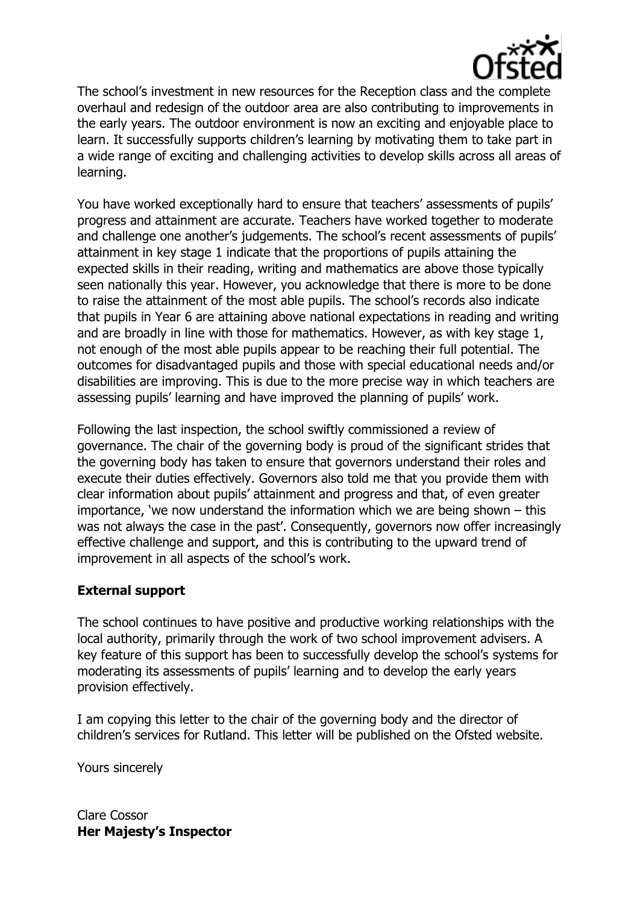The school's investment in new resources for the Reception class and the complete overhaul and redesign of the outdoor area are also contributing to improvements in the early years. The outdoor environment is now an exciting and enjoyable place to learn. It successfully supports children's learning by motivating them to take part in a wide range of exciting and challenging activities to develop skills across all areas of learning.

You have worked exceptionally hard to ensure that teachers' assessments of pupils' progress and attainment are accurate. Teachers have worked together to moderate and challenge one another's judgements. The school's recent assessments of pupils' attainment in key stage 1 indicate that the proportions of pupils attaining the expected skills in their reading, writing and mathematics are above those typically seen nationally this year. However, you acknowledge that there is more to be done to raise the attainment of the most able pupils. The school's records also indicate that pupils in Year 6 are attaining above national expectations in reading and writing and are broadly in line with those for mathematics. However, as with key stage 1, not enough of the most able pupils appear to be reaching their full potential. The outcomes for disadvantaged pupils and those with special educational needs and/or disabilities are improving. This is due to the more precise way in which teachers are assessing pupils' learning and have improved the planning of pupils' work.

Following the last inspection, the school swiftly commissioned a review of governance. The chair of the governing body is proud of the significant strides that the governing body has taken to ensure that governors understand their roles and execute their duties effectively. Governors also told me that you provide them with clear information about pupils' attainment and progress and that, of even greater importance, 'we now understand the information which we are being shown – this was not always the case in the past'. Consequently, governors now offer increasingly effective challenge and support, and this is contributing to the upward trend of improvement in all aspects of the school's work.

**External support**

The school continues to have positive and productive working relationships with the local authority, primarily through the work of two school improvement advisers. A key feature of this support has been to successfully develop the school's systems for moderating its assessments of pupils' learning and to develop the early years provision effectively.

I am copying this letter to the chair of the governing body and the director of children's services for Rutland. This letter will be published on the Ofsted website.

Yours sincerely

Clare Cossor
**Her Majesty's Inspector**